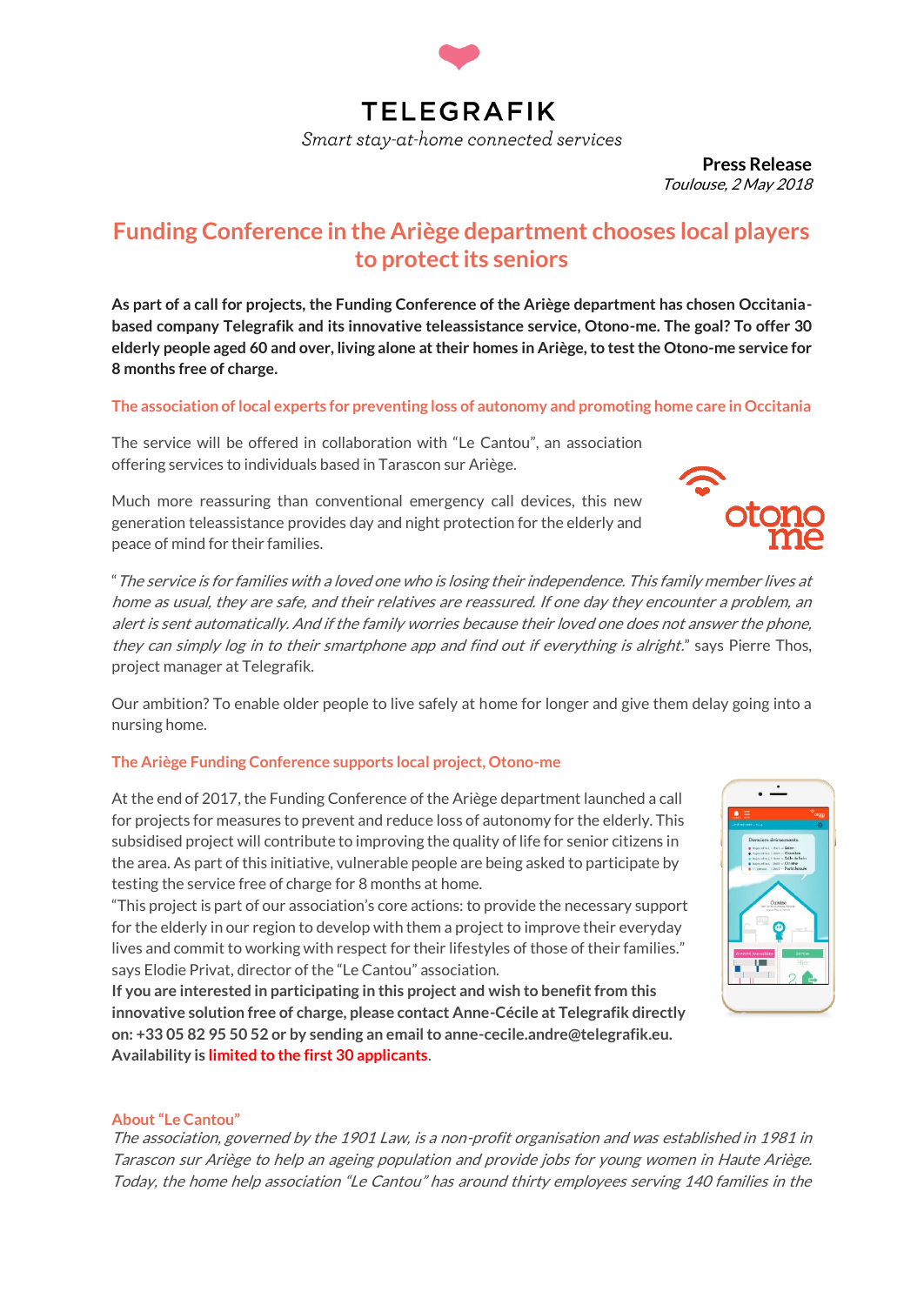TELEGRAFIK

*Smart stay-at-home connected services*

**Press Release**
*Toulouse, 2 May 2018*

# Funding Conference in the Ariège department chooses local players to protect its seniors

**As part of a call for projects, the Funding Conference of the Ariège department has chosen Occitania-based company Telegrafik and its innovative teleassistance service, Otono-me. The goal? To offer 30 elderly people aged 60 and over, living alone at their homes in Ariège, to test the Otono-me service for 8 months free of charge.**

## The association of local experts for preventing loss of autonomy and promoting home care in Occitania

The service will be offered in collaboration with "Le Cantou", an association offering services to individuals based in Tarascon sur Ariège.

Much more reassuring than conventional emergency call devices, this new generation teleassistance provides day and night protection for the elderly and peace of mind for their families.

"*The service is for families with a loved one who is losing their independence. This family member lives at home as usual, they are safe, and their relatives are reassured. If one day they encounter a problem, an alert is sent automatically. And if the family worries because their loved one does not answer the phone, they can simply log in to their smartphone app and find out if everything is alright.*" says Pierre Thos, project manager at Telegrafik.

Our ambition? To enable older people to live safely at home for longer and give them delay going into a nursing home.

## The Ariège Funding Conference supports local project, Otono-me

At the end of 2017, the Funding Conference of the Ariège department launched a call for projects for measures to prevent and reduce loss of autonomy for the elderly. This subsidised project will contribute to improving the quality of life for senior citizens in the area. As part of this initiative, vulnerable people are being asked to participate by testing the service free of charge for 8 months at home.
"This project is part of our association's core actions: to provide the necessary support for the elderly in our region to develop with them a project to improve their everyday lives and commit to working with respect for their lifestyles of those of their families." says Elodie Privat, director of the "Le Cantou" association.
**If you are interested in participating in this project and wish to benefit from this innovative solution free of charge, please contact Anne-Cécile at Telegrafik directly on: +33 05 82 95 50 52 or by sending an email to anne-cecile.andre@telegrafik.eu. Availability is limited to the first 30 applicants.**

## About "Le Cantou"

*The association, governed by the 1901 Law, is a non-profit organisation and was established in 1981 in Tarascon sur Ariège to help an ageing population and provide jobs for young women in Haute Ariège. Today, the home help association "Le Cantou" has around thirty employees serving 140 families in the*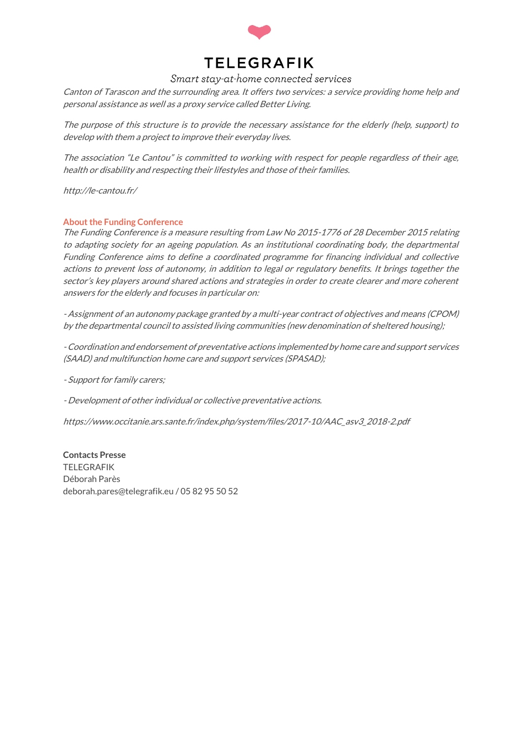*Canton of Tarascon and the surrounding area. It offers two services: a service providing home help and personal assistance as well as a proxy service called Better Living.*

*The purpose of this structure is to provide the necessary assistance for the elderly (help, support) to develop with them a project to improve their everyday lives.*

*The association "Le Cantou" is committed to working with respect for people regardless of their age, health or disability and respecting their lifestyles and those of their families.*

*http://le-cantou.fr/*

**About the Funding Conference**

*The Funding Conference is a measure resulting from Law No 2015-1776 of 28 December 2015 relating to adapting society for an ageing population. As an institutional coordinating body, the departmental Funding Conference aims to define a coordinated programme for financing individual and collective actions to prevent loss of autonomy, in addition to legal or regulatory benefits. It brings together the sector's key players around shared actions and strategies in order to create clearer and more coherent answers for the elderly and focuses in particular on:*

*- Assignment of an autonomy package granted by a multi-year contract of objectives and means (CPOM) by the departmental council to assisted living communities (new denomination of sheltered housing);*

*- Coordination and endorsement of preventative actions implemented by home care and support services (SAAD) and multifunction home care and support services (SPASAD);*

*- Support for family carers;*

*- Development of other individual or collective preventative actions.*

*https://www.occitanie.ars.sante.fr/index.php/system/files/2017-10/AAC_asv3_2018-2.pdf*

**Contacts Presse**
TELEGRAFIK
Déborah Parès
deborah.pares@telegrafik.eu / 05 82 95 50 52